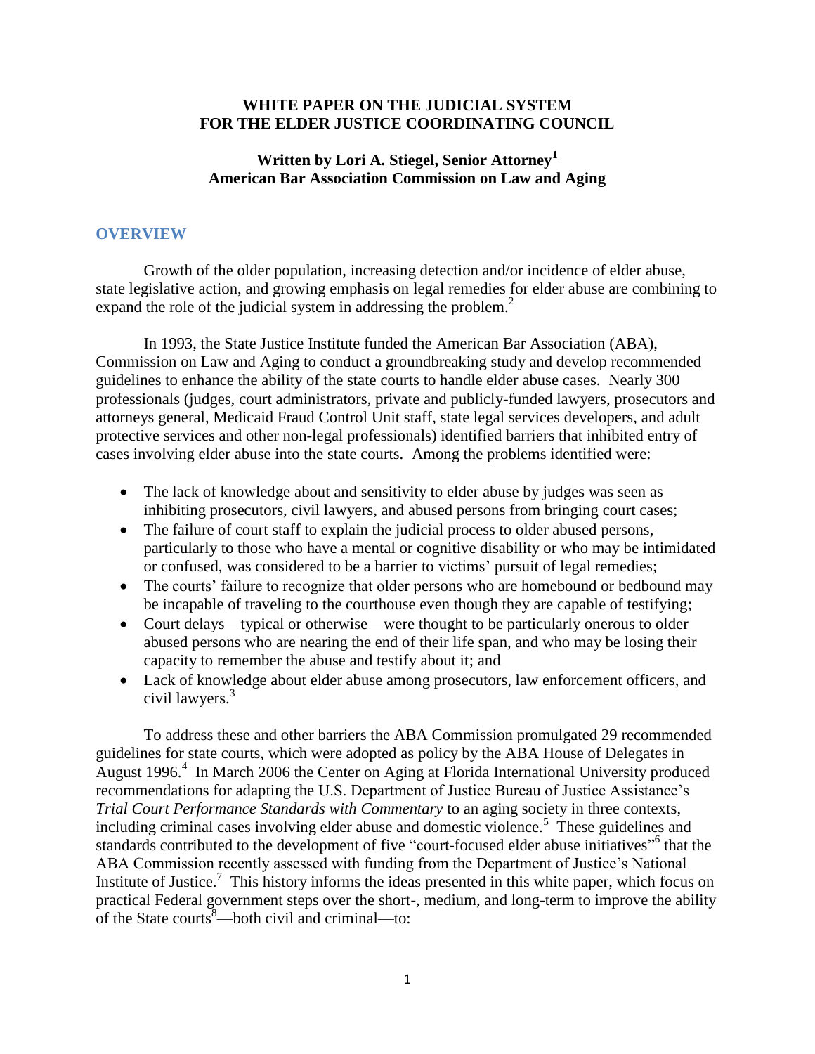**WHITE PAPER ON THE JUDICIAL SYSTEM FOR THE ELDER JUSTICE COORDINATING COUNCIL**

**Written by Lori A. Stiegel, Senior Attorney[1]**
**American Bar Association Commission on Law and Aging**

## OVERVIEW

Growth of the older population, increasing detection and/or incidence of elder abuse, state legislative action, and growing emphasis on legal remedies for elder abuse are combining to expand the role of the judicial system in addressing the problem.[2]

In 1993, the State Justice Institute funded the American Bar Association (ABA), Commission on Law and Aging to conduct a groundbreaking study and develop recommended guidelines to enhance the ability of the state courts to handle elder abuse cases. Nearly 300 professionals (judges, court administrators, private and publicly-funded lawyers, prosecutors and attorneys general, Medicaid Fraud Control Unit staff, state legal services developers, and adult protective services and other non-legal professionals) identified barriers that inhibited entry of cases involving elder abuse into the state courts. Among the problems identified were:

- The lack of knowledge about and sensitivity to elder abuse by judges was seen as inhibiting prosecutors, civil lawyers, and abused persons from bringing court cases;
- The failure of court staff to explain the judicial process to older abused persons, particularly to those who have a mental or cognitive disability or who may be intimidated or confused, was considered to be a barrier to victims' pursuit of legal remedies;
- The courts' failure to recognize that older persons who are homebound or bedbound may be incapable of traveling to the courthouse even though they are capable of testifying;
- Court delays—typical or otherwise—were thought to be particularly onerous to older abused persons who are nearing the end of their life span, and who may be losing their capacity to remember the abuse and testify about it; and
- Lack of knowledge about elder abuse among prosecutors, law enforcement officers, and civil lawyers.[3]

To address these and other barriers the ABA Commission promulgated 29 recommended guidelines for state courts, which were adopted as policy by the ABA House of Delegates in August 1996.[4] In March 2006 the Center on Aging at Florida International University produced recommendations for adapting the U.S. Department of Justice Bureau of Justice Assistance's *Trial Court Performance Standards with Commentary* to an aging society in three contexts, including criminal cases involving elder abuse and domestic violence.[5] These guidelines and standards contributed to the development of five "court-focused elder abuse initiatives"[6] that the ABA Commission recently assessed with funding from the Department of Justice's National Institute of Justice.[7] This history informs the ideas presented in this white paper, which focus on practical Federal government steps over the short-, medium, and long-term to improve the ability of the State courts[8]—both civil and criminal—to: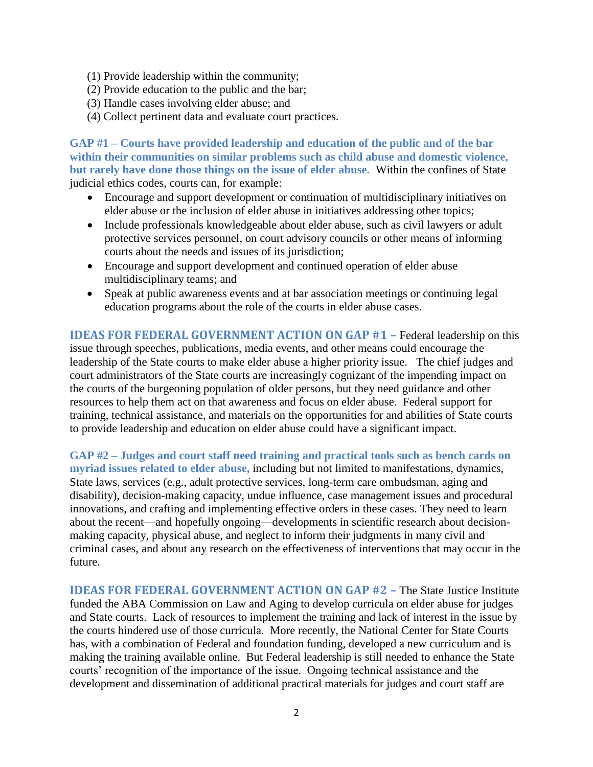(1) Provide leadership within the community;
(2) Provide education to the public and the bar;
(3) Handle cases involving elder abuse; and
(4) Collect pertinent data and evaluate court practices.

**GAP #1 – Courts have provided leadership and education of the public and of the bar within their communities on similar problems such as child abuse and domestic violence, but rarely have done those things on the issue of elder abuse.** Within the confines of State judicial ethics codes, courts can, for example:

- Encourage and support development or continuation of multidisciplinary initiatives on elder abuse or the inclusion of elder abuse in initiatives addressing other topics;
- Include professionals knowledgeable about elder abuse, such as civil lawyers or adult protective services personnel, on court advisory councils or other means of informing courts about the needs and issues of its jurisdiction;
- Encourage and support development and continued operation of elder abuse multidisciplinary teams; and
- Speak at public awareness events and at bar association meetings or continuing legal education programs about the role of the courts in elder abuse cases.

**IDEAS FOR FEDERAL GOVERNMENT ACTION ON GAP #1 –** Federal leadership on this issue through speeches, publications, media events, and other means could encourage the leadership of the State courts to make elder abuse a higher priority issue. The chief judges and court administrators of the State courts are increasingly cognizant of the impending impact on the courts of the burgeoning population of older persons, but they need guidance and other resources to help them act on that awareness and focus on elder abuse. Federal support for training, technical assistance, and materials on the opportunities for and abilities of State courts to provide leadership and education on elder abuse could have a significant impact.

**GAP #2 – Judges and court staff need training and practical tools such as bench cards on myriad issues related to elder abuse,** including but not limited to manifestations, dynamics, State laws, services (e.g., adult protective services, long-term care ombudsman, aging and disability), decision-making capacity, undue influence, case management issues and procedural innovations, and crafting and implementing effective orders in these cases. They need to learn about the recent—and hopefully ongoing—developments in scientific research about decision-making capacity, physical abuse, and neglect to inform their judgments in many civil and criminal cases, and about any research on the effectiveness of interventions that may occur in the future.

**IDEAS FOR FEDERAL GOVERNMENT ACTION ON GAP #2 –** The State Justice Institute funded the ABA Commission on Law and Aging to develop curricula on elder abuse for judges and State courts. Lack of resources to implement the training and lack of interest in the issue by the courts hindered use of those curricula. More recently, the National Center for State Courts has, with a combination of Federal and foundation funding, developed a new curriculum and is making the training available online. But Federal leadership is still needed to enhance the State courts' recognition of the importance of the issue. Ongoing technical assistance and the development and dissemination of additional practical materials for judges and court staff are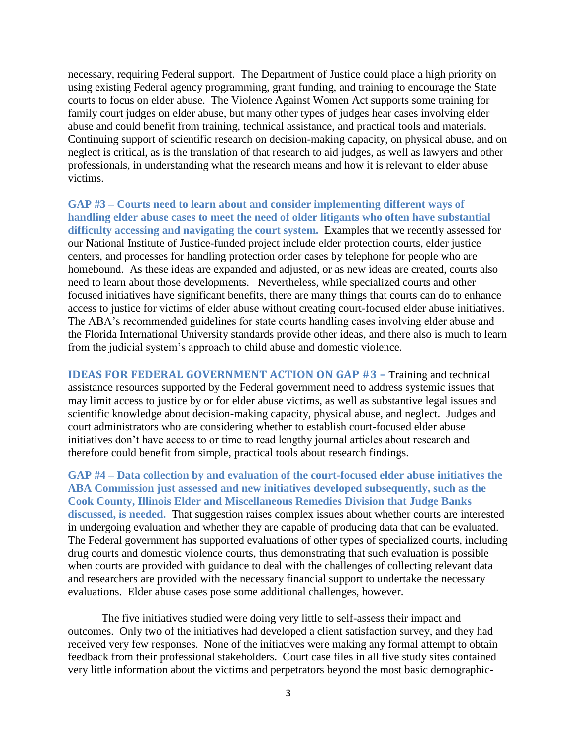necessary, requiring Federal support. The Department of Justice could place a high priority on using existing Federal agency programming, grant funding, and training to encourage the State courts to focus on elder abuse. The Violence Against Women Act supports some training for family court judges on elder abuse, but many other types of judges hear cases involving elder abuse and could benefit from training, technical assistance, and practical tools and materials. Continuing support of scientific research on decision-making capacity, on physical abuse, and on neglect is critical, as is the translation of that research to aid judges, as well as lawyers and other professionals, in understanding what the research means and how it is relevant to elder abuse victims.

**GAP #3 – Courts need to learn about and consider implementing different ways of handling elder abuse cases to meet the need of older litigants who often have substantial difficulty accessing and navigating the court system.** Examples that we recently assessed for our National Institute of Justice-funded project include elder protection courts, elder justice centers, and processes for handling protection order cases by telephone for people who are homebound. As these ideas are expanded and adjusted, or as new ideas are created, courts also need to learn about those developments. Nevertheless, while specialized courts and other focused initiatives have significant benefits, there are many things that courts can do to enhance access to justice for victims of elder abuse without creating court-focused elder abuse initiatives. The ABA's recommended guidelines for state courts handling cases involving elder abuse and the Florida International University standards provide other ideas, and there also is much to learn from the judicial system's approach to child abuse and domestic violence.

**IDEAS FOR FEDERAL GOVERNMENT ACTION ON GAP #3 –** Training and technical assistance resources supported by the Federal government need to address systemic issues that may limit access to justice by or for elder abuse victims, as well as substantive legal issues and scientific knowledge about decision-making capacity, physical abuse, and neglect. Judges and court administrators who are considering whether to establish court-focused elder abuse initiatives don't have access to or time to read lengthy journal articles about research and therefore could benefit from simple, practical tools about research findings.

**GAP #4 – Data collection by and evaluation of the court-focused elder abuse initiatives the ABA Commission just assessed and new initiatives developed subsequently, such as the Cook County, Illinois Elder and Miscellaneous Remedies Division that Judge Banks discussed, is needed.** That suggestion raises complex issues about whether courts are interested in undergoing evaluation and whether they are capable of producing data that can be evaluated. The Federal government has supported evaluations of other types of specialized courts, including drug courts and domestic violence courts, thus demonstrating that such evaluation is possible when courts are provided with guidance to deal with the challenges of collecting relevant data and researchers are provided with the necessary financial support to undertake the necessary evaluations. Elder abuse cases pose some additional challenges, however.

The five initiatives studied were doing very little to self-assess their impact and outcomes. Only two of the initiatives had developed a client satisfaction survey, and they had received very few responses. None of the initiatives were making any formal attempt to obtain feedback from their professional stakeholders. Court case files in all five study sites contained very little information about the victims and perpetrators beyond the most basic demographic-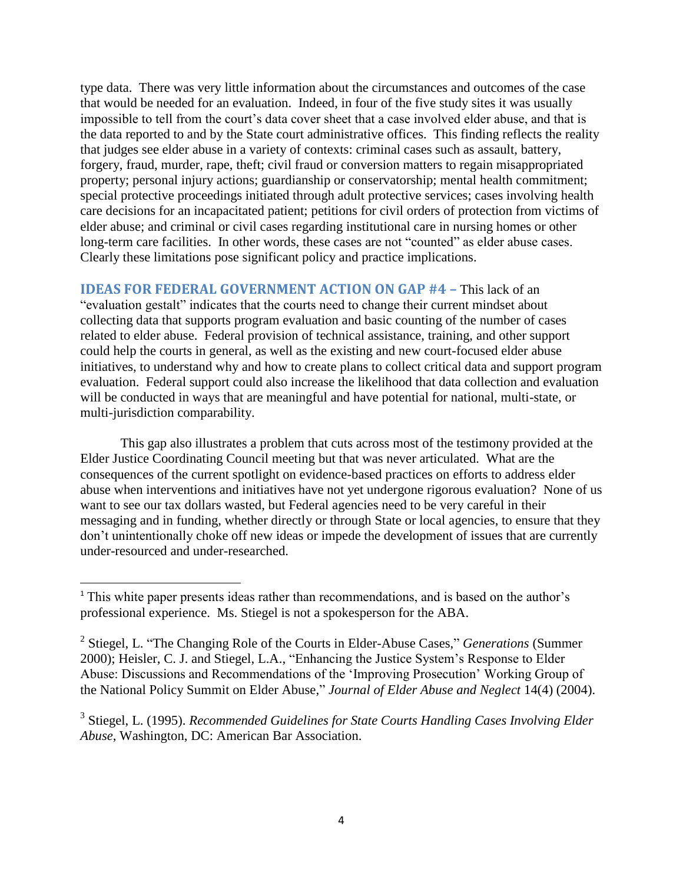type data. There was very little information about the circumstances and outcomes of the case that would be needed for an evaluation. Indeed, in four of the five study sites it was usually impossible to tell from the court's data cover sheet that a case involved elder abuse, and that is the data reported to and by the State court administrative offices. This finding reflects the reality that judges see elder abuse in a variety of contexts: criminal cases such as assault, battery, forgery, fraud, murder, rape, theft; civil fraud or conversion matters to regain misappropriated property; personal injury actions; guardianship or conservatorship; mental health commitment; special protective proceedings initiated through adult protective services; cases involving health care decisions for an incapacitated patient; petitions for civil orders of protection from victims of elder abuse; and criminal or civil cases regarding institutional care in nursing homes or other long-term care facilities. In other words, these cases are not "counted" as elder abuse cases. Clearly these limitations pose significant policy and practice implications.

**IDEAS FOR FEDERAL GOVERNMENT ACTION ON GAP #4 –** This lack of an "evaluation gestalt" indicates that the courts need to change their current mindset about collecting data that supports program evaluation and basic counting of the number of cases related to elder abuse. Federal provision of technical assistance, training, and other support could help the courts in general, as well as the existing and new court-focused elder abuse initiatives, to understand why and how to create plans to collect critical data and support program evaluation. Federal support could also increase the likelihood that data collection and evaluation will be conducted in ways that are meaningful and have potential for national, multi-state, or multi-jurisdiction comparability.

This gap also illustrates a problem that cuts across most of the testimony provided at the Elder Justice Coordinating Council meeting but that was never articulated. What are the consequences of the current spotlight on evidence-based practices on efforts to address elder abuse when interventions and initiatives have not yet undergone rigorous evaluation? None of us want to see our tax dollars wasted, but Federal agencies need to be very careful in their messaging and in funding, whether directly or through State or local agencies, to ensure that they don't unintentionally choke off new ideas or impede the development of issues that are currently under-resourced and under-researched.

---

[1] This white paper presents ideas rather than recommendations, and is based on the author's professional experience. Ms. Stiegel is not a spokesperson for the ABA.

[2] Stiegel, L. "The Changing Role of the Courts in Elder-Abuse Cases," *Generations* (Summer 2000); Heisler, C. J. and Stiegel, L.A., "Enhancing the Justice System's Response to Elder Abuse: Discussions and Recommendations of the 'Improving Prosecution' Working Group of the National Policy Summit on Elder Abuse," *Journal of Elder Abuse and Neglect* 14(4) (2004).

[3] Stiegel, L. (1995). *Recommended Guidelines for State Courts Handling Cases Involving Elder Abuse*, Washington, DC: American Bar Association.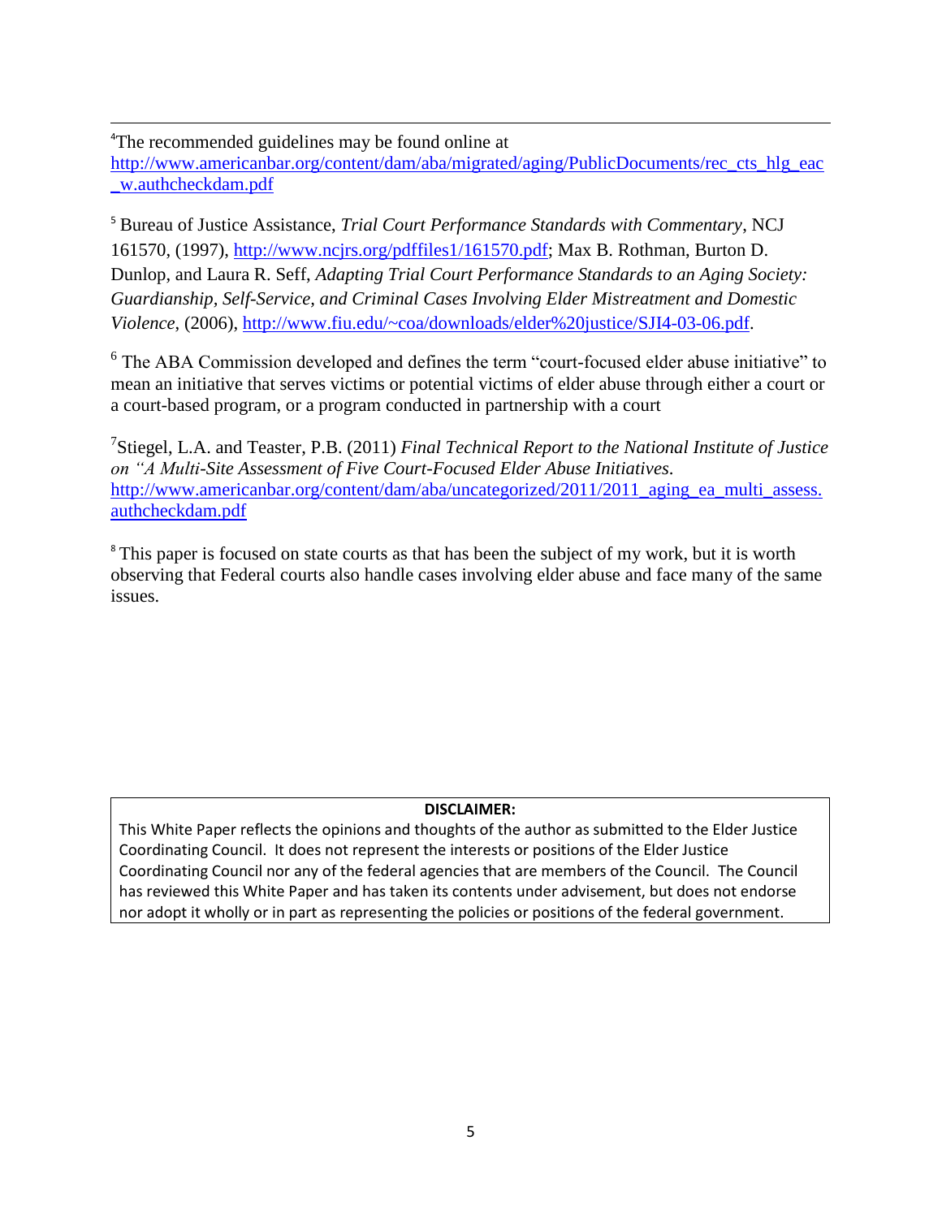[4]The recommended guidelines may be found online at http://www.americanbar.org/content/dam/aba/migrated/aging/PublicDocuments/rec_cts_hlg_eac_w.authcheckdam.pdf

[5] Bureau of Justice Assistance, *Trial Court Performance Standards with Commentary*, NCJ 161570, (1997), http://www.ncjrs.org/pdffiles1/161570.pdf; Max B. Rothman, Burton D. Dunlop, and Laura R. Seff, *Adapting Trial Court Performance Standards to an Aging Society: Guardianship, Self-Service, and Criminal Cases Involving Elder Mistreatment and Domestic Violence*, (2006), http://www.fiu.edu/~coa/downloads/elder%20justice/SJI4-03-06.pdf.

[6] The ABA Commission developed and defines the term "court-focused elder abuse initiative" to mean an initiative that serves victims or potential victims of elder abuse through either a court or a court-based program, or a program conducted in partnership with a court

[7]Stiegel, L.A. and Teaster, P.B. (2011) *Final Technical Report to the National Institute of Justice on "A Multi-Site Assessment of Five Court-Focused Elder Abuse Initiatives*. http://www.americanbar.org/content/dam/aba/uncategorized/2011/2011_aging_ea_multi_assess.authcheckdam.pdf

[8] This paper is focused on state courts as that has been the subject of my work, but it is worth observing that Federal courts also handle cases involving elder abuse and face many of the same issues.

**DISCLAIMER:**

This White Paper reflects the opinions and thoughts of the author as submitted to the Elder Justice Coordinating Council. It does not represent the interests or positions of the Elder Justice Coordinating Council nor any of the federal agencies that are members of the Council. The Council has reviewed this White Paper and has taken its contents under advisement, but does not endorse nor adopt it wholly or in part as representing the policies or positions of the federal government.